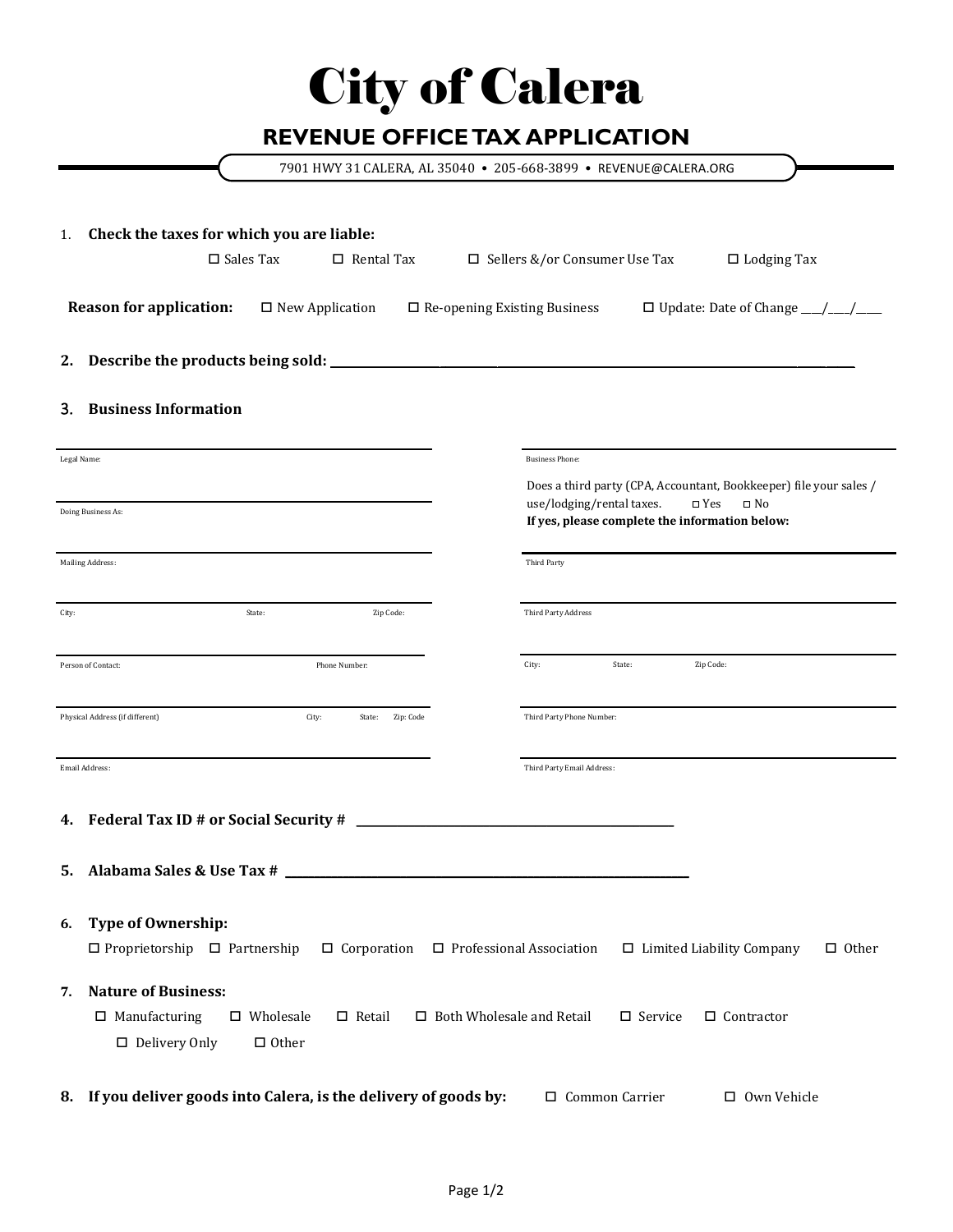# City of Calera

## REVENUE OFFICE TAX APPLICATION

7901 HWY 31 CALERA, AL 35040 • 205-668-3899 • REVENUE@CALERA.ORG

1. **Check the taxes for which you are liable:**

☐ Sales Tax ☐ Rental Tax ☐ Sellers &/or Consumer Use Tax ☐ Lodging Tax

**Reason for application:** ☐ New Application ☐ Re-opening Existing Business ☐ Update: Date of Change ___/___/____

2. **Describe the products being sold:** ____________________________________________

3. **Business Information**

Legal Name: ____________________

Doing Business As: ____________________

Mailing Address: ____________________

City: __________ State: __________ Zip Code: __________

Person of Contact: __________ Phone Number: __________

Physical Address (if different) __________ City: __________ State: __________ Zip Code __________

Email Address: ____________________

Business Phone: ____________________

Does a third party (CPA, Accountant, Bookkeeper) file your sales / use/lodging/rental taxes. ☐ Yes ☐ No

**If yes, please complete the information below:**

Third Party ____________________

Third Party Address ____________________

City: __________ State: __________ Zip Code: __________

Third Party Phone Number: ____________________

Third Party Email Address: ____________________

4. **Federal Tax ID # or Social Security #** ____________________

5. **Alabama Sales & Use Tax #** ____________________

6. **Type of Ownership:**

☐ Proprietorship ☐ Partnership ☐ Corporation ☐ Professional Association ☐ Limited Liability Company ☐ Other

7. **Nature of Business:**

☐ Manufacturing ☐ Wholesale ☐ Retail ☐ Both Wholesale and Retail ☐ Service ☐ Contractor ☐ Delivery Only ☐ Other

8. **If you deliver goods into Calera, is the delivery of goods by:** ☐ Common Carrier ☐ Own Vehicle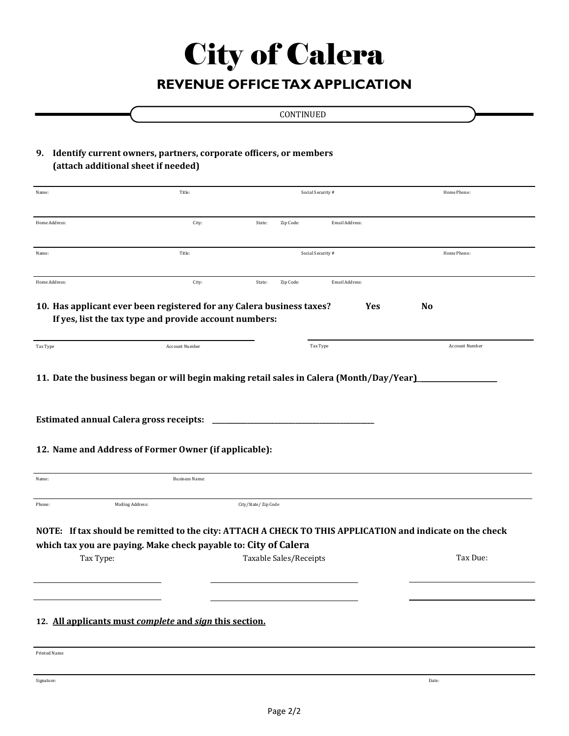# City of Calera

## REVENUE OFFICE TAX APPLICATION

CONTINUED

**9. Identify current owners, partners, corporate officers, or members (attach additional sheet if needed)**

| Name: | Title: | Social Security # | Home Phone: |
|---|---|---|---|
| | | | |

| Home Address: | City: | State: | Zip Code: | Email Address: |
|---|---|---|---|---|
| | | | | |

| Name: | Title: | Social Security # | Home Phone: |
|---|---|---|---|
| | | | |

| Home Address: | City: | State: | Zip Code: | Email Address: |
|---|---|---|---|---|
| | | | | |

**10. Has applicant ever been registered for any Calera business taxes? Yes No**
**If yes, list the tax type and provide account numbers:**

| Tax Type | Account Number | Tax Type | Account Number |
|---|---|---|---|
| | | | |

**11. Date the business began or will begin making retail sales in Calera (Month/Day/Year)** ______________________

**Estimated annual Calera gross receipts:** ______________________________________________

**12. Name and Address of Former Owner (if applicable):**

| Name: | Business Name: |
|---|---|
| | |

| Phone: | Mailing Address: | City/State/Zip Code |
|---|---|---|
| | | |

**NOTE: If tax should be remitted to the city: ATTACH A CHECK TO THIS APPLICATION and indicate on the check which tax you are paying. Make check payable to: City of Calera**

| Tax Type: | Taxable Sales/Receipts | Tax Due: |
|---|---|---|
| | | |
| | | |

**12. <u>All applicants must *complete* and *sign* this section.</u>**

Printed Name

______________________________________________

Signature: ______________________________________ Date: ______________